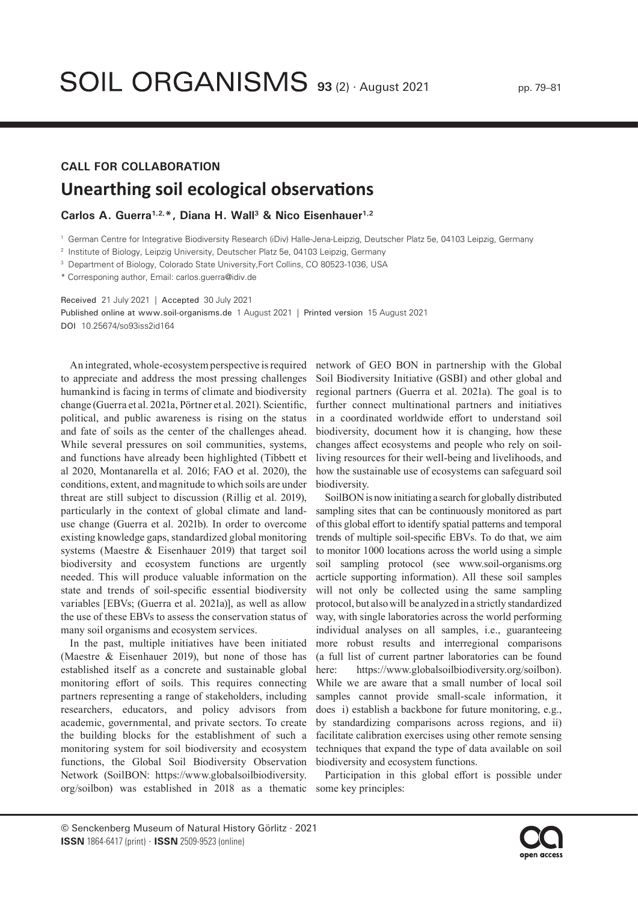**CALL FOR COLLABORATION**

# Unearthing soil ecological observations

**Carlos A. Guerra[1,2,*], Diana H. Wall[3] & Nico Eisenhauer[1,2]**

[1] German Centre for Integrative Biodiversity Research (iDiv) Halle-Jena-Leipzig, Deutscher Platz 5e, 04103 Leipzig, Germany

[2] Institute of Biology, Leipzig University, Deutscher Platz 5e, 04103 Leipzig, Germany

[3] Department of Biology, Colorado State University,Fort Collins, CO 80523-1036, USA

* Corresponing author, Email: carlos.guerra@idiv.de

Received 21 July 2021 | Accepted 30 July 2021

Published online at www.soil-organisms.de 1 August 2021 | Printed version 15 August 2021

DOI 10.25674/so93iss2id164

An integrated, whole-ecosystem perspective is required to appreciate and address the most pressing challenges humankind is facing in terms of climate and biodiversity change (Guerra et al. 2021a, Pörtner et al. 2021). Scientific, political, and public awareness is rising on the status and fate of soils as the center of the challenges ahead. While several pressures on soil communities, systems, and functions have already been highlighted (Tibbett et al 2020, Montanarella et al. 2016; FAO et al. 2020), the conditions, extent, and magnitude to which soils are under threat are still subject to discussion (Rillig et al. 2019), particularly in the context of global climate and land-use change (Guerra et al. 2021b). In order to overcome existing knowledge gaps, standardized global monitoring systems (Maestre & Eisenhauer 2019) that target soil biodiversity and ecosystem functions are urgently needed. This will produce valuable information on the state and trends of soil-specific essential biodiversity variables [EBVs; (Guerra et al. 2021a)], as well as allow the use of these EBVs to assess the conservation status of many soil organisms and ecosystem services.

In the past, multiple initiatives have been initiated (Maestre & Eisenhauer 2019), but none of those has established itself as a concrete and sustainable global monitoring effort of soils. This requires connecting partners representing a range of stakeholders, including researchers, educators, and policy advisors from academic, governmental, and private sectors. To create the building blocks for the establishment of such a monitoring system for soil biodiversity and ecosystem functions, the Global Soil Biodiversity Observation Network (SoilBON: https://www.globalsoilbiodiversity.org/soilbon) was established in 2018 as a thematic network of GEO BON in partnership with the Global Soil Biodiversity Initiative (GSBI) and other global and regional partners (Guerra et al. 2021a). The goal is to further connect multinational partners and initiatives in a coordinated worldwide effort to understand soil biodiversity, document how it is changing, how these changes affect ecosystems and people who rely on soil-living resources for their well-being and livelihoods, and how the sustainable use of ecosystems can safeguard soil biodiversity.

SoilBON is now initiating a search for globally distributed sampling sites that can be continuously monitored as part of this global effort to identify spatial patterns and temporal trends of multiple soil-specific EBVs. To do that, we aim to monitor 1000 locations across the world using a simple soil sampling protocol (see www.soil-organisms.org acrticle supporting information). All these soil samples will not only be collected using the same sampling protocol, but also will be analyzed in a strictly standardized way, with single laboratories across the world performing individual analyses on all samples, i.e., guaranteeing more robust results and interregional comparisons (a full list of current partner laboratories can be found here: https://www.globalsoilbiodiversity.org/soilbon). While we are aware that a small number of local soil samples cannot provide small-scale information, it does i) establish a backbone for future monitoring, e.g., by standardizing comparisons across regions, and ii) facilitate calibration exercises using other remote sensing techniques that expand the type of data available on soil biodiversity and ecosystem functions.

Participation in this global effort is possible under some key principles: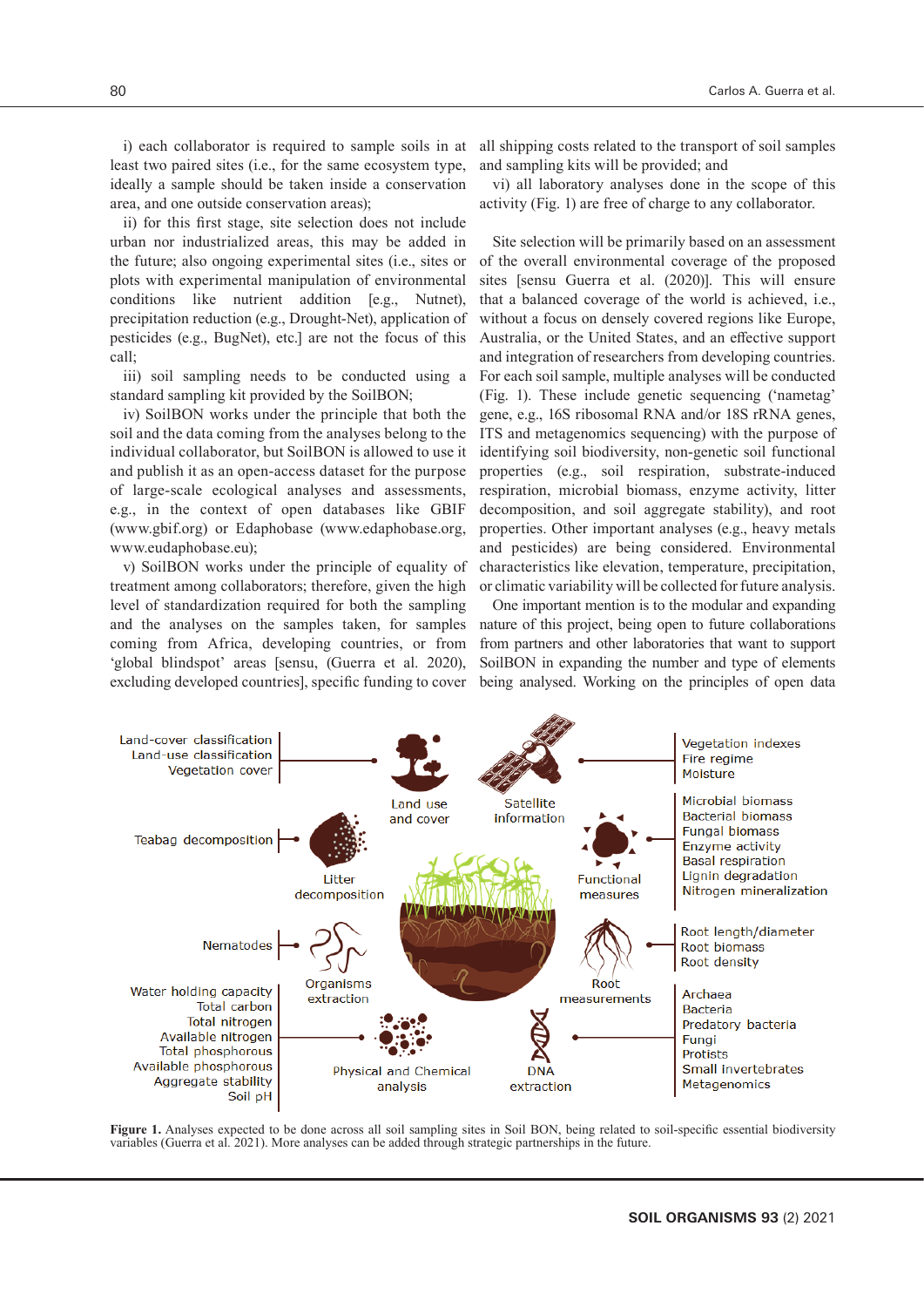i) each collaborator is required to sample soils in at least two paired sites (i.e., for the same ecosystem type, ideally a sample should be taken inside a conservation area, and one outside conservation areas);

ii) for this first stage, site selection does not include urban nor industrialized areas, this may be added in the future; also ongoing experimental sites (i.e., sites or plots with experimental manipulation of environmental conditions like nutrient addition [e.g., Nutnet), precipitation reduction (e.g., Drought-Net), application of pesticides (e.g., BugNet), etc.] are not the focus of this call;

iii) soil sampling needs to be conducted using a standard sampling kit provided by the SoilBON;

iv) SoilBON works under the principle that both the soil and the data coming from the analyses belong to the individual collaborator, but SoilBON is allowed to use it and publish it as an open-access dataset for the purpose of large-scale ecological analyses and assessments, e.g., in the context of open databases like GBIF (www.gbif.org) or Edaphobase (www.edaphobase.org, www.eudaphobase.eu);

v) SoilBON works under the principle of equality of treatment among collaborators; therefore, given the high level of standardization required for both the sampling and the analyses on the samples taken, for samples coming from Africa, developing countries, or from 'global blindspot' areas [sensu, (Guerra et al. 2020), excluding developed countries], specific funding to cover all shipping costs related to the transport of soil samples and sampling kits will be provided; and

vi) all laboratory analyses done in the scope of this activity (Fig. 1) are free of charge to any collaborator.

Site selection will be primarily based on an assessment of the overall environmental coverage of the proposed sites [sensu Guerra et al. (2020)]. This will ensure that a balanced coverage of the world is achieved, i.e., without a focus on densely covered regions like Europe, Australia, or the United States, and an effective support and integration of researchers from developing countries. For each soil sample, multiple analyses will be conducted (Fig. 1). These include genetic sequencing ('nametag' gene, e.g., 16S ribosomal RNA and/or 18S rRNA genes, ITS and metagenomics sequencing) with the purpose of identifying soil biodiversity, non-genetic soil functional properties (e.g., soil respiration, substrate-induced respiration, microbial biomass, enzyme activity, litter decomposition, and soil aggregate stability), and root properties. Other important analyses (e.g., heavy metals and pesticides) are being considered. Environmental characteristics like elevation, temperature, precipitation, or climatic variability will be collected for future analysis.

One important mention is to the modular and expanding nature of this project, being open to future collaborations from partners and other laboratories that want to support SoilBON in expanding the number and type of elements being analysed. Working on the principles of open data

**Figure 1.** Analyses expected to be done across all soil sampling sites in Soil BON, being related to soil-specific essential biodiversity variables (Guerra et al. 2021). More analyses can be added through strategic partnerships in the future.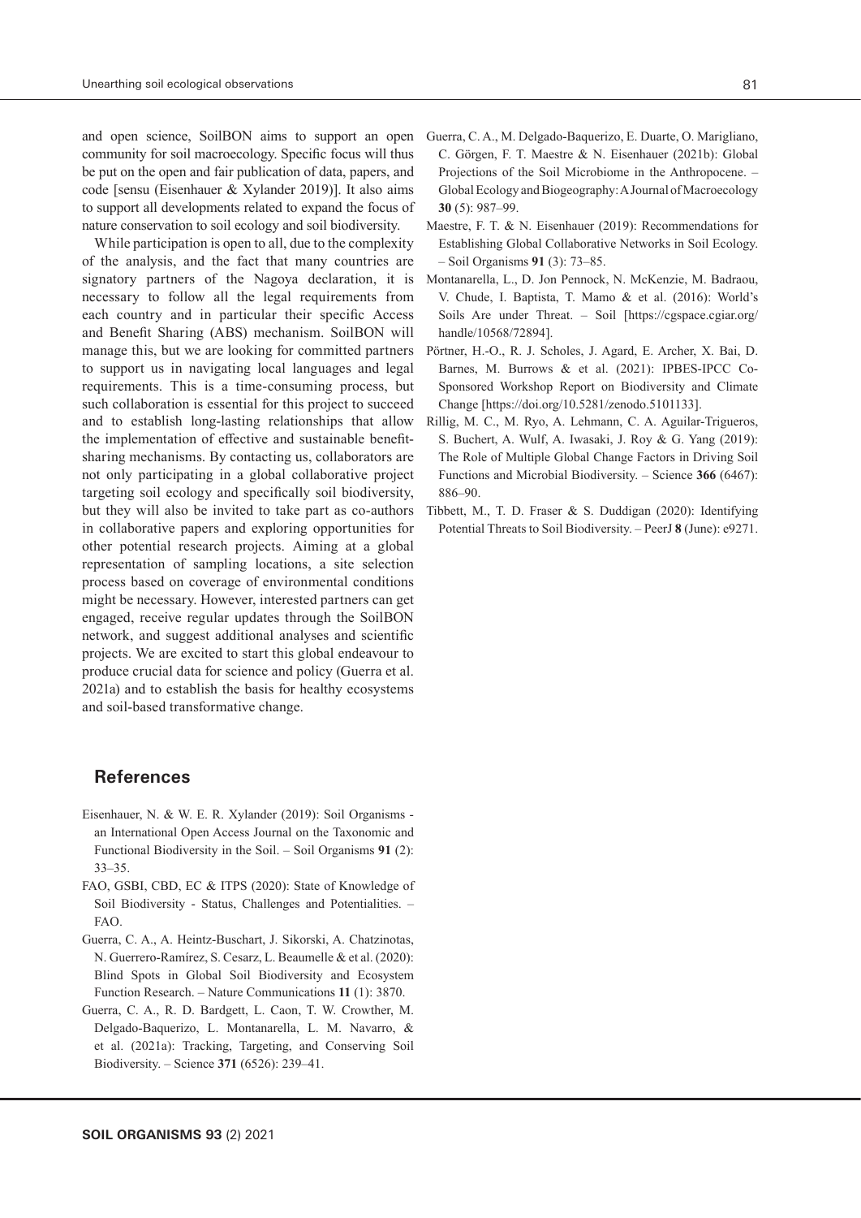and open science, SoilBON aims to support an open community for soil macroecology. Specific focus will thus be put on the open and fair publication of data, papers, and code [sensu (Eisenhauer & Xylander 2019)]. It also aims to support all developments related to expand the focus of nature conservation to soil ecology and soil biodiversity.

While participation is open to all, due to the complexity of the analysis, and the fact that many countries are signatory partners of the Nagoya declaration, it is necessary to follow all the legal requirements from each country and in particular their specific Access and Benefit Sharing (ABS) mechanism. SoilBON will manage this, but we are looking for committed partners to support us in navigating local languages and legal requirements. This is a time-consuming process, but such collaboration is essential for this project to succeed and to establish long-lasting relationships that allow the implementation of effective and sustainable benefit-sharing mechanisms. By contacting us, collaborators are not only participating in a global collaborative project targeting soil ecology and specifically soil biodiversity, but they will also be invited to take part as co-authors in collaborative papers and exploring opportunities for other potential research projects. Aiming at a global representation of sampling locations, a site selection process based on coverage of environmental conditions might be necessary. However, interested partners can get engaged, receive regular updates through the SoilBON network, and suggest additional analyses and scientific projects. We are excited to start this global endeavour to produce crucial data for science and policy (Guerra et al. 2021a) and to establish the basis for healthy ecosystems and soil-based transformative change.

## References

Eisenhauer, N. & W. E. R. Xylander (2019): Soil Organisms - an International Open Access Journal on the Taxonomic and Functional Biodiversity in the Soil. – Soil Organisms **91** (2): 33–35.

FAO, GSBI, CBD, EC & ITPS (2020): State of Knowledge of Soil Biodiversity - Status, Challenges and Potentialities. – FAO.

Guerra, C. A., A. Heintz-Buschart, J. Sikorski, A. Chatzinotas, N. Guerrero-Ramírez, S. Cesarz, L. Beaumelle & et al. (2020): Blind Spots in Global Soil Biodiversity and Ecosystem Function Research. – Nature Communications **11** (1): 3870.

Guerra, C. A., R. D. Bardgett, L. Caon, T. W. Crowther, M. Delgado-Baquerizo, L. Montanarella, L. M. Navarro, & et al. (2021a): Tracking, Targeting, and Conserving Soil Biodiversity. – Science **371** (6526): 239–41.

Guerra, C. A., M. Delgado-Baquerizo, E. Duarte, O. Marigliano, C. Görgen, F. T. Maestre & N. Eisenhauer (2021b): Global Projections of the Soil Microbiome in the Anthropocene. – Global Ecology and Biogeography: A Journal of Macroecology **30** (5): 987–99.

Maestre, F. T. & N. Eisenhauer (2019): Recommendations for Establishing Global Collaborative Networks in Soil Ecology. – Soil Organisms **91** (3): 73–85.

Montanarella, L., D. Jon Pennock, N. McKenzie, M. Badraou, V. Chude, I. Baptista, T. Mamo & et al. (2016): World's Soils Are under Threat. – Soil [https://cgspace.cgiar.org/handle/10568/72894].

Pörtner, H.-O., R. J. Scholes, J. Agard, E. Archer, X. Bai, D. Barnes, M. Burrows & et al. (2021): IPBES-IPCC Co-Sponsored Workshop Report on Biodiversity and Climate Change [https://doi.org/10.5281/zenodo.5101133].

Rillig, M. C., M. Ryo, A. Lehmann, C. A. Aguilar-Trigueros, S. Buchert, A. Wulf, A. Iwasaki, J. Roy & G. Yang (2019): The Role of Multiple Global Change Factors in Driving Soil Functions and Microbial Biodiversity. – Science **366** (6467): 886–90.

Tibbett, M., T. D. Fraser & S. Duddigan (2020): Identifying Potential Threats to Soil Biodiversity. – PeerJ **8** (June): e9271.